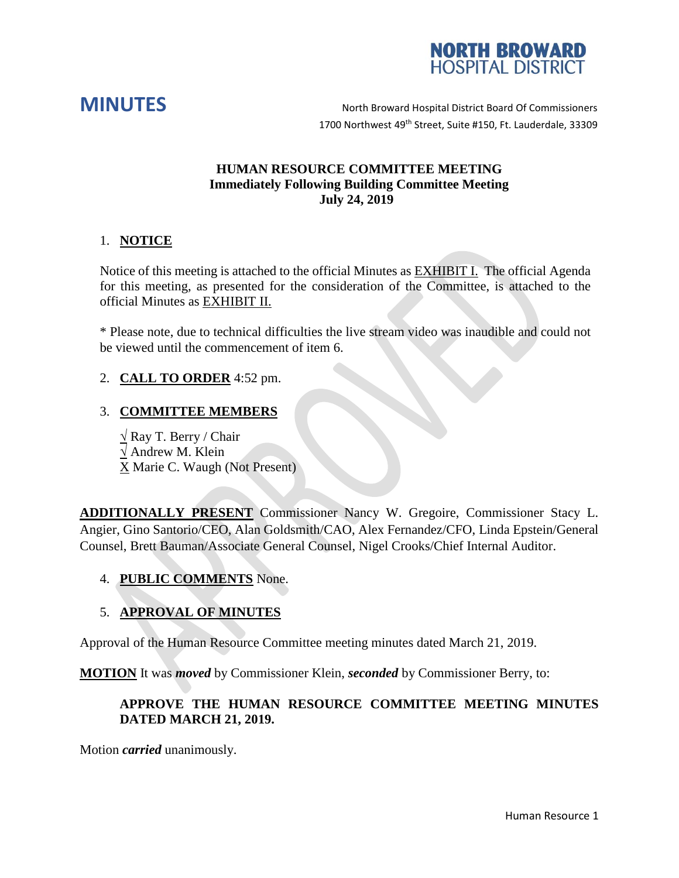**NORTH BROWARD HOSPITAL DISTRICT**

# MINUTES

North Broward Hospital District Board Of Commissioners
1700 Northwest 49th Street, Suite #150, Ft. Lauderdale, 33309

## HUMAN RESOURCE COMMITTEE MEETING
**Immediately Following Building Committee Meeting**
**July 24, 2019**

1. **NOTICE**

Notice of this meeting is attached to the official Minutes as EXHIBIT I. The official Agenda for this meeting, as presented for the consideration of the Committee, is attached to the official Minutes as EXHIBIT II.

* Please note, due to technical difficulties the live stream video was inaudible and could not be viewed until the commencement of item 6.

2. **CALL TO ORDER** 4:52 pm.

3. **COMMITTEE MEMBERS**

√ Ray T. Berry / Chair
√ Andrew M. Klein
X Marie C. Waugh (Not Present)

**ADDITIONALLY PRESENT** Commissioner Nancy W. Gregoire, Commissioner Stacy L. Angier, Gino Santorio/CEO, Alan Goldsmith/CAO, Alex Fernandez/CFO, Linda Epstein/General Counsel, Brett Bauman/Associate General Counsel, Nigel Crooks/Chief Internal Auditor.

4. **PUBLIC COMMENTS** None.

5. **APPROVAL OF MINUTES**

Approval of the Human Resource Committee meeting minutes dated March 21, 2019.

**MOTION** It was ***moved*** by Commissioner Klein, ***seconded*** by Commissioner Berry, to:

**APPROVE THE HUMAN RESOURCE COMMITTEE MEETING MINUTES DATED MARCH 21, 2019.**

Motion ***carried*** unanimously.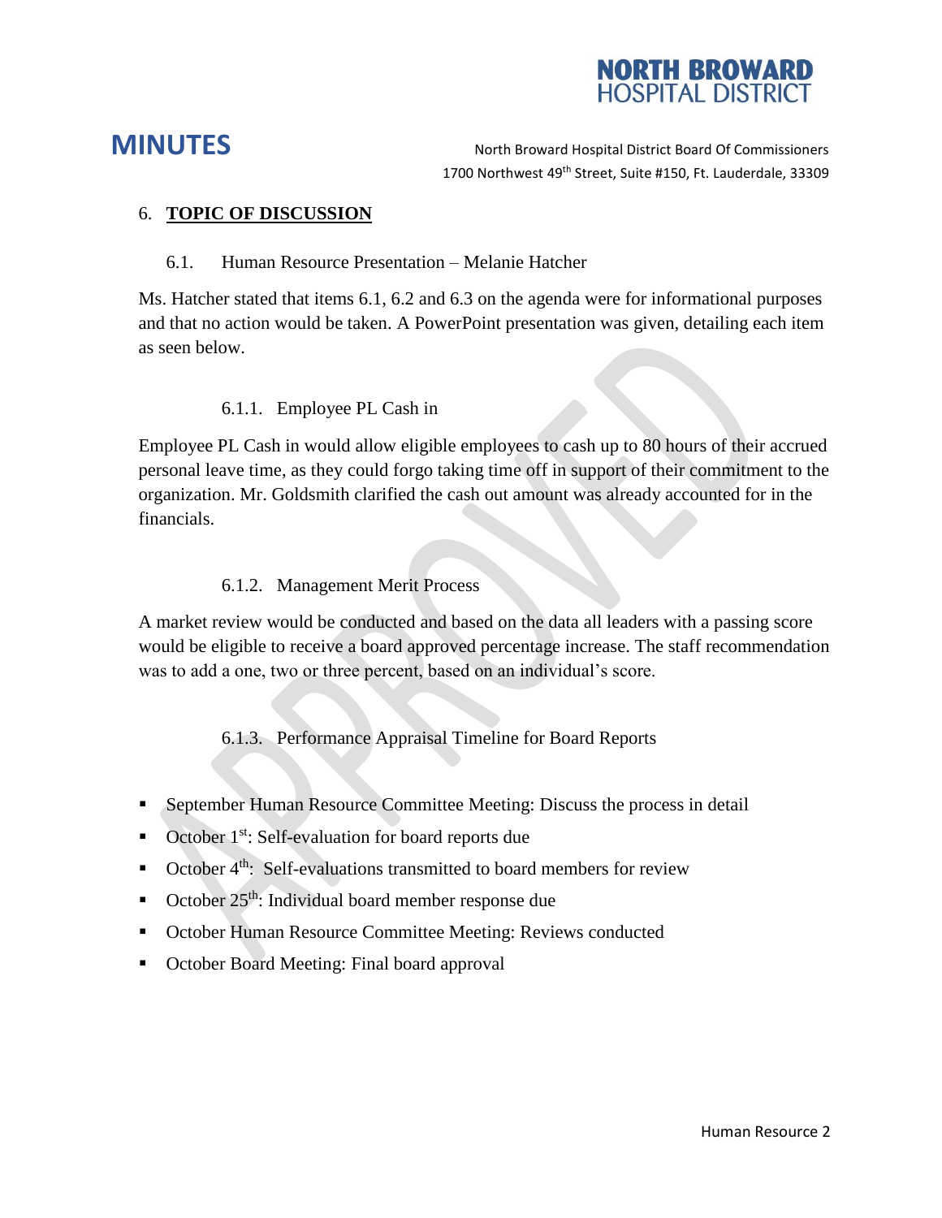# MINUTES

North Broward Hospital District Board Of Commissioners
1700 Northwest 49th Street, Suite #150, Ft. Lauderdale, 33309

## 6. TOPIC OF DISCUSSION

### 6.1. Human Resource Presentation – Melanie Hatcher

Ms. Hatcher stated that items 6.1, 6.2 and 6.3 on the agenda were for informational purposes and that no action would be taken. A PowerPoint presentation was given, detailing each item as seen below.

#### 6.1.1. Employee PL Cash in

Employee PL Cash in would allow eligible employees to cash up to 80 hours of their accrued personal leave time, as they could forgo taking time off in support of their commitment to the organization. Mr. Goldsmith clarified the cash out amount was already accounted for in the financials.

#### 6.1.2. Management Merit Process

A market review would be conducted and based on the data all leaders with a passing score would be eligible to receive a board approved percentage increase. The staff recommendation was to add a one, two or three percent, based on an individual's score.

#### 6.1.3. Performance Appraisal Timeline for Board Reports

- September Human Resource Committee Meeting: Discuss the process in detail
- October 1st: Self-evaluation for board reports due
- October 4th: Self-evaluations transmitted to board members for review
- October 25th: Individual board member response due
- October Human Resource Committee Meeting: Reviews conducted
- October Board Meeting: Final board approval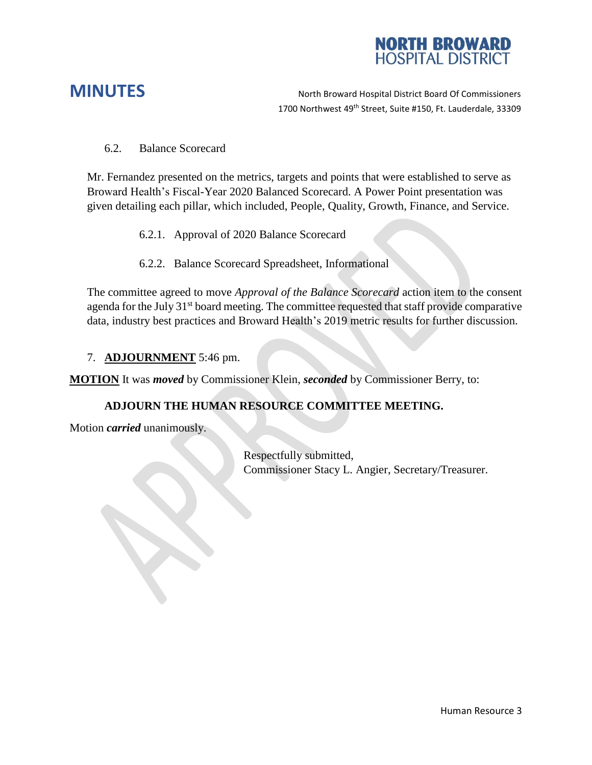6.2. Balance Scorecard

Mr. Fernandez presented on the metrics, targets and points that were established to serve as Broward Health's Fiscal-Year 2020 Balanced Scorecard. A Power Point presentation was given detailing each pillar, which included, People, Quality, Growth, Finance, and Service.

6.2.1. Approval of 2020 Balance Scorecard

6.2.2. Balance Scorecard Spreadsheet, Informational

The committee agreed to move *Approval of the Balance Scorecard* action item to the consent agenda for the July 31st board meeting. The committee requested that staff provide comparative data, industry best practices and Broward Health's 2019 metric results for further discussion.

7. **ADJOURNMENT** 5:46 pm.

**MOTION** It was ***moved*** by Commissioner Klein, ***seconded*** by Commissioner Berry, to:

**ADJOURN THE HUMAN RESOURCE COMMITTEE MEETING.**

Motion ***carried*** unanimously.

Respectfully submitted,
Commissioner Stacy L. Angier, Secretary/Treasurer.